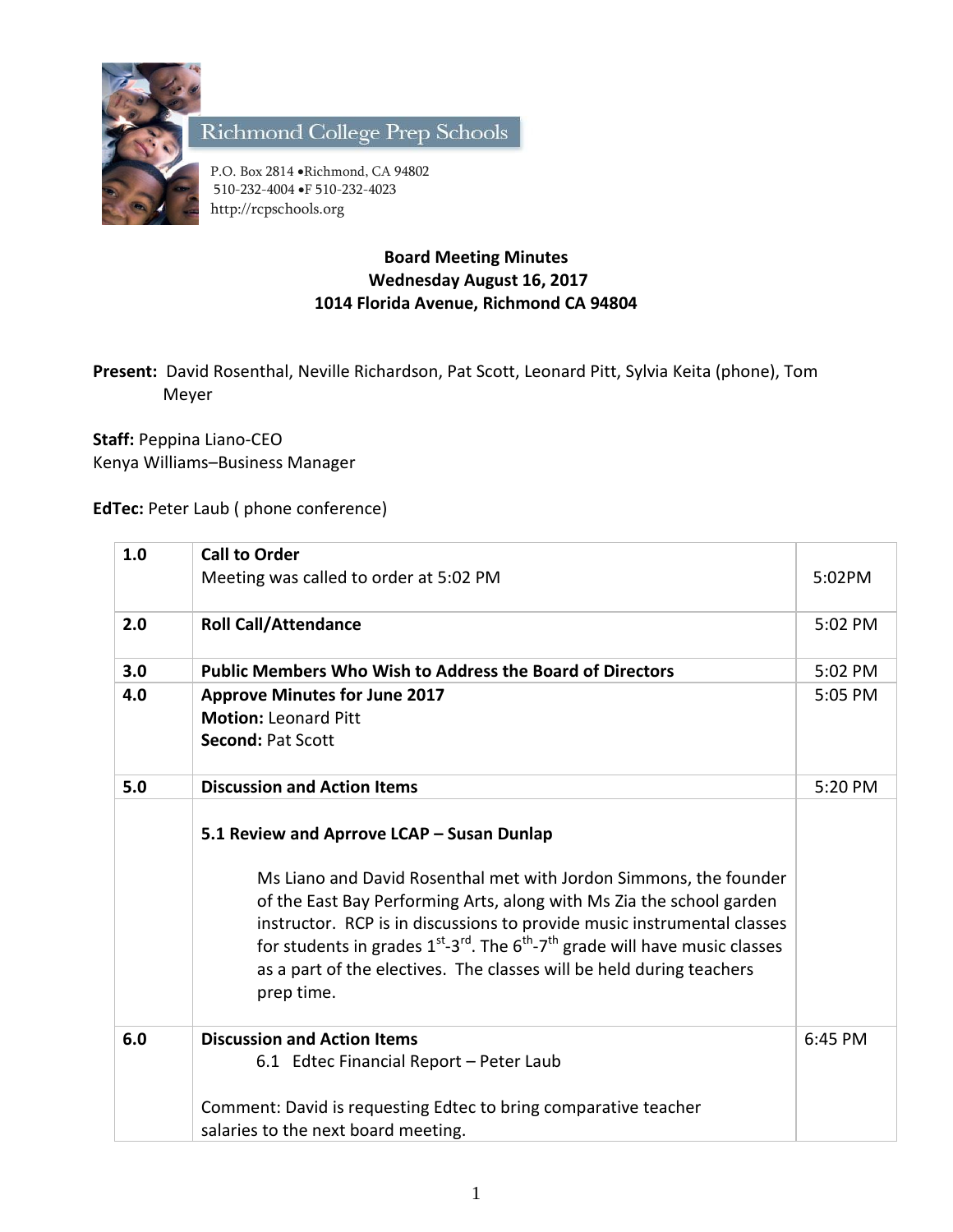Richmond College Prep Schools

P.O. Box 2814 •Richmond, CA 94802
510-232-4004 •F 510-232-4023
http://rcpschools.org

**Board Meeting Minutes**
**Wednesday August 16, 2017**
**1014 Florida Avenue, Richmond CA 94804**

**Present:** David Rosenthal, Neville Richardson, Pat Scott, Leonard Pitt, Sylvia Keita (phone), Tom Meyer

**Staff:** Peppina Liano-CEO
Kenya Williams–Business Manager

**EdTec:** Peter Laub ( phone conference)

| | | |
|---|---|---|
| 1.0 | **Call to Order**<br>Meeting was called to order at 5:02 PM | 5:02PM |
| 2.0 | **Roll Call/Attendance** | 5:02 PM |
| 3.0 | **Public Members Who Wish to Address the Board of Directors** | 5:02 PM |
| 4.0 | **Approve Minutes for June 2017**<br>**Motion:** Leonard Pitt<br>**Second:** Pat Scott | 5:05 PM |
| 5.0 | **Discussion and Action Items** | 5:20 PM |
| | **5.1 Review and Aprrove LCAP – Susan Dunlap**<br><br>Ms Liano and David Rosenthal met with Jordon Simmons, the founder of the East Bay Performing Arts, along with Ms Zia the school garden instructor. RCP is in discussions to provide music instrumental classes for students in grades 1st-3rd. The 6th-7th grade will have music classes as a part of the electives. The classes will be held during teachers prep time. | |
| 6.0 | **Discussion and Action Items**<br>6.1 Edtec Financial Report – Peter Laub<br><br>Comment: David is requesting Edtec to bring comparative teacher salaries to the next board meeting. | 6:45 PM |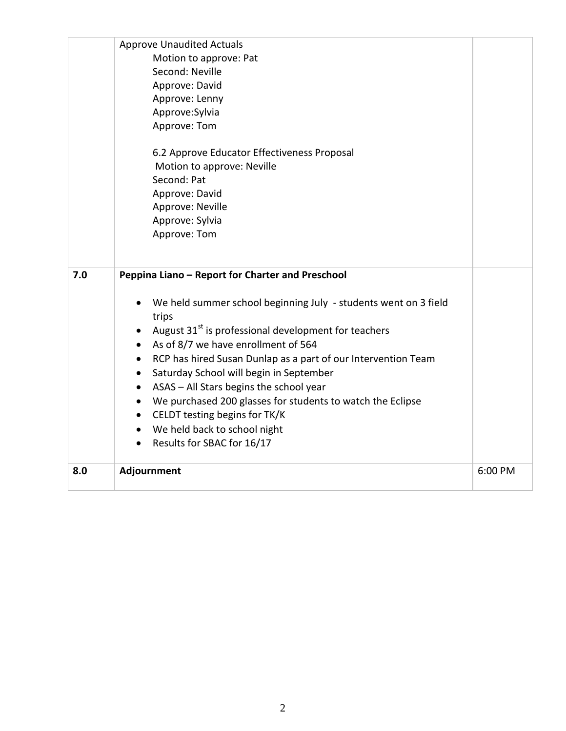| | | |
|---|---|---|
| | Approve Unaudited Actuals<br>Motion to approve: Pat<br>Second: Neville<br>Approve: David<br>Approve: Lenny<br>Approve:Sylvia<br>Approve: Tom<br><br>6.2 Approve Educator Effectiveness Proposal<br>Motion to approve: Neville<br>Second: Pat<br>Approve: David<br>Approve: Neville<br>Approve: Sylvia<br>Approve: Tom | |
| **7.0** | **Peppina Liano – Report for Charter and Preschool**<br><br>• We held summer school beginning July - students went on 3 field trips<br>• August 31st is professional development for teachers<br>• As of 8/7 we have enrollment of 564<br>• RCP has hired Susan Dunlap as a part of our Intervention Team<br>• Saturday School will begin in September<br>• ASAS – All Stars begins the school year<br>• We purchased 200 glasses for students to watch the Eclipse<br>• CELDT testing begins for TK/K<br>• We held back to school night<br>• Results for SBAC for 16/17 | |
| **8.0** | **Adjournment** | 6:00 PM |